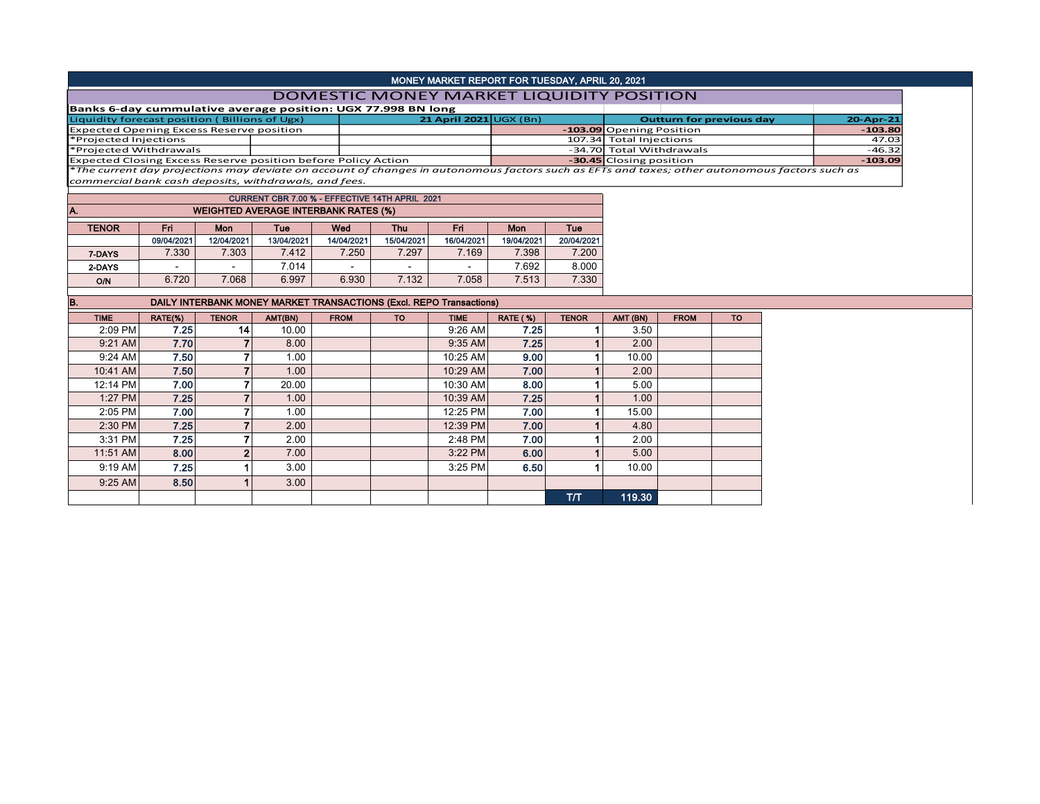# MONEY MARKET REPORT FOR TUESDAY, APRIL 20, 2021

## DOMESTIC MONEY MARKET LIQUIDITY POSITION

**Banks 6-day cummulative average position: UGX 77.998 BN long**

| Liquidity forecast position ( Billions of Ugx) | 21 April 2021 UGX (Bn) | Outturn for previous day | 20-Apr-21 |
|---|---|---|---|
| Expected Opening Excess Reserve position | -103.09 | Opening Position | -103.80 |
| *Projected Injections | 107.34 | Total Injections | 47.03 |
| *Projected Withdrawals | -34.70 | Total Withdrawals | -46.32 |
| Expected Closing Excess Reserve position before Policy Action | -30.45 | Closing position | -103.09 |

*\*The current day projections may deviate on account of changes in autonomous factors such as EFTs and taxes; other autonomous factors such as commercial bank cash deposits, withdrawals, and fees.*

CURRENT CBR 7.00 % - EFFECTIVE 14TH APRIL 2021

### A. WEIGHTED AVERAGE INTERBANK RATES (%)

| TENOR | Fri | Mon | Tue | Wed | Thu | Fri | Mon | Tue |
|---|---|---|---|---|---|---|---|---|
| | 09/04/2021 | 12/04/2021 | 13/04/2021 | 14/04/2021 | 15/04/2021 | 16/04/2021 | 19/04/2021 | 20/04/2021 |
| 7-DAYS | 7.330 | 7.303 | 7.412 | 7.250 | 7.297 | 7.169 | 7.398 | 7.200 |
| 2-DAYS | - | - | 7.014 | - | - | - | 7.692 | 8.000 |
| O/N | 6.720 | 7.068 | 6.997 | 6.930 | 7.132 | 7.058 | 7.513 | 7.330 |

### B. DAILY INTERBANK MONEY MARKET TRANSACTIONS (Excl. REPO Transactions)

| TIME | RATE(%) | TENOR | AMT(BN) | FROM | TO | TIME | RATE ( %) | TENOR | AMT (BN) | FROM | TO |
|---|---|---|---|---|---|---|---|---|---|---|---|
| 2:09 PM | 7.25 | 14 | 10.00 | | | 9:26 AM | 7.25 | 1 | 3.50 | | |
| 9:21 AM | 7.70 | 7 | 8.00 | | | 9:35 AM | 7.25 | 1 | 2.00 | | |
| 9:24 AM | 7.50 | 7 | 1.00 | | | 10:25 AM | 9.00 | 1 | 10.00 | | |
| 10:41 AM | 7.50 | 7 | 1.00 | | | 10:29 AM | 7.00 | 1 | 2.00 | | |
| 12:14 PM | 7.00 | 7 | 20.00 | | | 10:30 AM | 8.00 | 1 | 5.00 | | |
| 1:27 PM | 7.25 | 7 | 1.00 | | | 10:39 AM | 7.25 | 1 | 1.00 | | |
| 2:05 PM | 7.00 | 7 | 1.00 | | | 12:25 PM | 7.00 | 1 | 15.00 | | |
| 2:30 PM | 7.25 | 7 | 2.00 | | | 12:39 PM | 7.00 | 1 | 4.80 | | |
| 3:31 PM | 7.25 | 7 | 2.00 | | | 2:48 PM | 7.00 | 1 | 2.00 | | |
| 11:51 AM | 8.00 | 2 | 7.00 | | | 3:22 PM | 6.00 | 1 | 5.00 | | |
| 9:19 AM | 7.25 | 1 | 3.00 | | | 3:25 PM | 6.50 | 1 | 10.00 | | |
| 9:25 AM | 8.50 | 1 | 3.00 | | | | | | | | |
| | | | | | | | | T/T | 119.30 | | |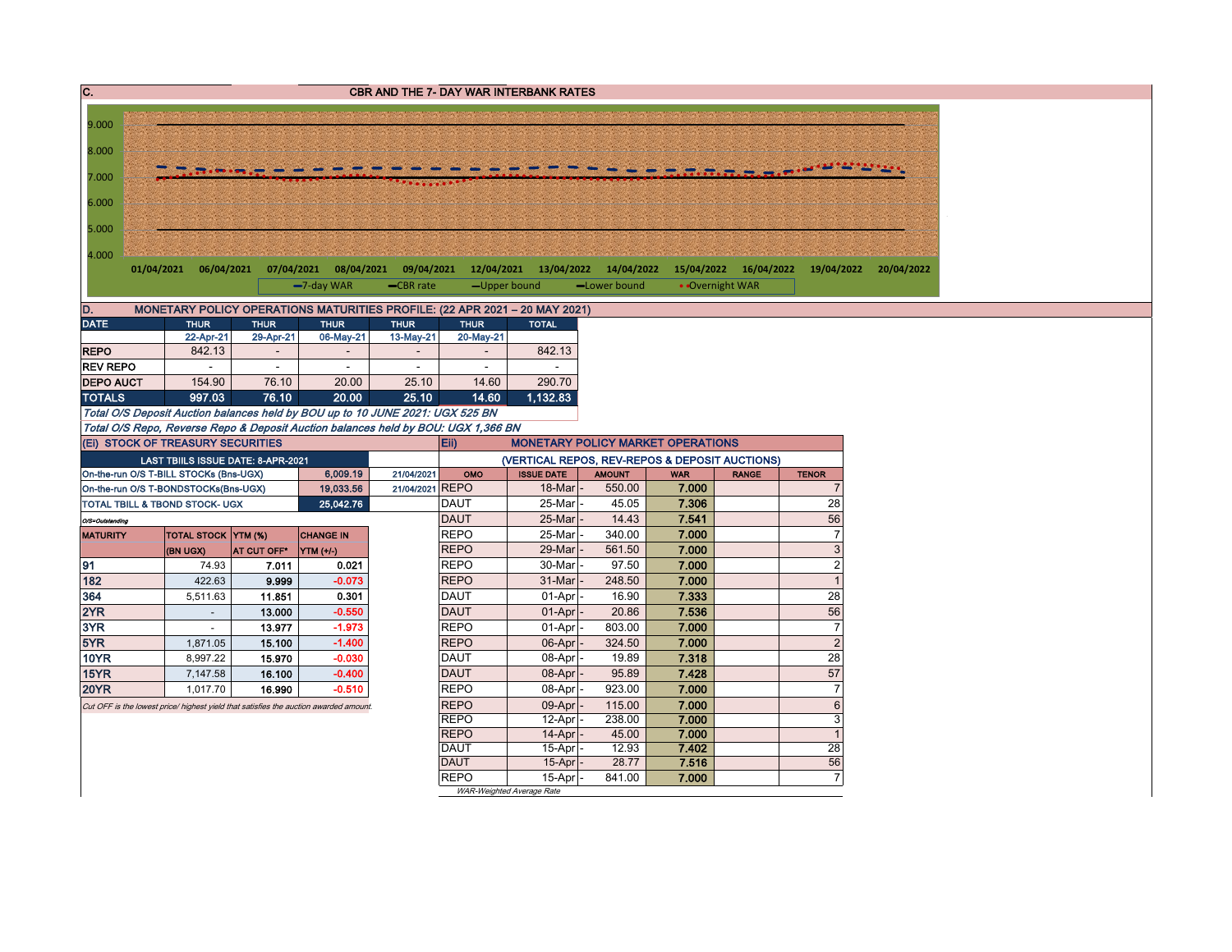## C. CBR AND THE 7- DAY WAR INTERBANK RATES

9.000
8.000
7.000
6.000
5.000
4.000

01/04/2021 06/04/2021 07/04/2021 08/04/2021 09/04/2021 12/04/2021 13/04/2022 14/04/2022 15/04/2022 16/04/2022 19/04/2022 20/04/2022

7-day WAR, CBR rate, Upper bound, Lower bound, Overnight WAR

## D. MONETARY POLICY OPERATIONS MATURITIES PROFILE: (22 APR 2021 – 20 MAY 2021)

| DATE | THUR | THUR | THUR | THUR | THUR | TOTAL |
|---|---|---|---|---|---|---|
| | 22-Apr-21 | 29-Apr-21 | 06-May-21 | 13-May-21 | 20-May-21 | |
| REPO | 842.13 | - | - | - | - | 842.13 |
| REV REPO | - | - | - | - | - | - |
| DEPO AUCT | 154.90 | 76.10 | 20.00 | 25.10 | 14.60 | 290.70 |
| TOTALS | 997.03 | 76.10 | 20.00 | 25.10 | 14.60 | 1,132.83 |

*Total O/S Deposit Auction balances held by BOU up to 10 JUNE 2021: UGX 525 BN*

*Total O/S Repo, Reverse Repo & Deposit Auction balances held by BOU: UGX 1,366 BN*

## (Ei) STOCK OF TREASURY SECURITIES

| LAST TBIILS ISSUE DATE: 8-APR-2021 | | |
|---|---|---|
| On-the-run O/S T-BILL STOCKs (Bns-UGX) | 6,009.19 | 21/04/2021 |
| On-the-run O/S T-BONDSTOCKs(Bns-UGX) | 19,033.56 | 21/04/2021 |
| TOTAL TBILL & TBOND STOCK- UGX | 25,042.76 | |

O/S=Outstanding

| MATURITY | TOTAL STOCK (BN UGX) | YTM (%) AT CUT OFF* | CHANGE IN YTM (+/-) |
|---|---|---|---|
| 91 | 74.93 | 7.011 | 0.021 |
| 182 | 422.63 | 9.999 | -0.073 |
| 364 | 5,511.63 | 11.851 | 0.301 |
| 2YR | - | 13.000 | -0.550 |
| 3YR | - | 13.977 | -1.973 |
| 5YR | 1,871.05 | 15.100 | -1.400 |
| 10YR | 8,997.22 | 15.970 | -0.030 |
| 15YR | 7,147.58 | 16.100 | -0.400 |
| 20YR | 1,017.70 | 16.990 | -0.510 |

*Cut OFF is the lowest price/ highest yield that satisfies the auction awarded amount.*

## Eii) MONETARY POLICY MARKET OPERATIONS

(VERTICAL REPOS, REV-REPOS & DEPOSIT AUCTIONS)

| OMO | ISSUE DATE | AMOUNT | WAR | RANGE | TENOR |
|---|---|---|---|---|---|
| REPO | 18-Mar | 550.00 | 7.000 | | 7 |
| DAUT | 25-Mar | 45.05 | 7.306 | | 28 |
| DAUT | 25-Mar | 14.43 | 7.541 | | 56 |
| REPO | 25-Mar | 340.00 | 7.000 | | 7 |
| REPO | 29-Mar | 561.50 | 7.000 | | 3 |
| REPO | 30-Mar | 97.50 | 7.000 | | 2 |
| REPO | 31-Mar | 248.50 | 7.000 | | 1 |
| DAUT | 01-Apr | 16.90 | 7.333 | | 28 |
| DAUT | 01-Apr | 20.86 | 7.536 | | 56 |
| REPO | 01-Apr | 803.00 | 7.000 | | 7 |
| REPO | 06-Apr | 324.50 | 7.000 | | 2 |
| DAUT | 08-Apr | 19.89 | 7.318 | | 28 |
| DAUT | 08-Apr | 95.89 | 7.428 | | 57 |
| REPO | 08-Apr | 923.00 | 7.000 | | 7 |
| REPO | 09-Apr | 115.00 | 7.000 | | 6 |
| REPO | 12-Apr | 238.00 | 7.000 | | 3 |
| REPO | 14-Apr | 45.00 | 7.000 | | 1 |
| DAUT | 15-Apr | 12.93 | 7.402 | | 28 |
| DAUT | 15-Apr | 28.77 | 7.516 | | 56 |
| REPO | 15-Apr | 841.00 | 7.000 | | 7 |

*WAR-Weighted Average Rate*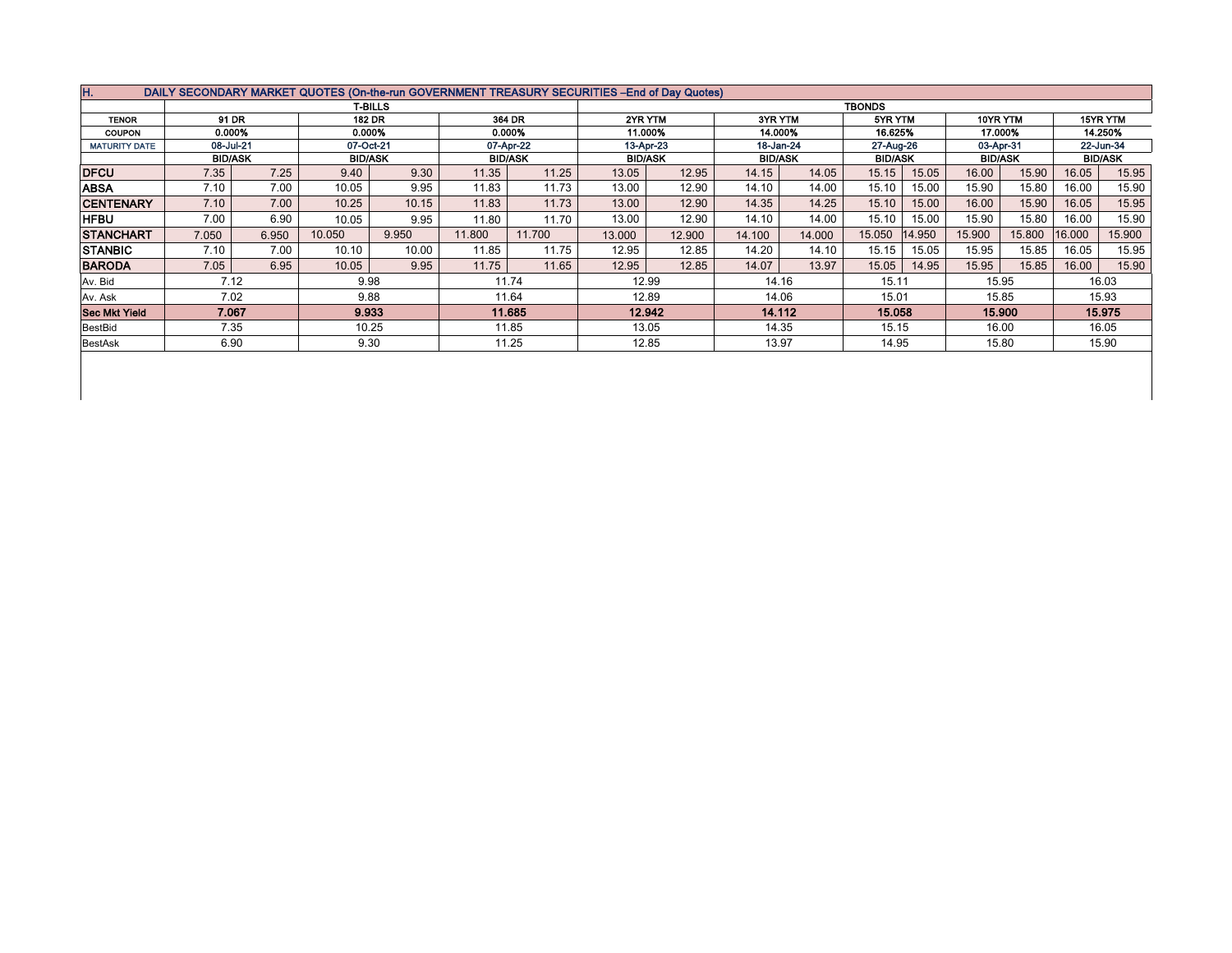## H. DAILY SECONDARY MARKET QUOTES (On-the-run GOVERNMENT TREASURY SECURITIES –End of Day Quotes)

| | T-BILLS | | | | | | TBONDS | | | | | | | | | |
|---|---|---|---|---|---|---|---|---|---|---|---|---|---|---|---|---|
| **TENOR** | **91 DR** | | **182 DR** | | **364 DR** | | **2YR YTM** | | **3YR YTM** | | **5YR YTM** | | **10YR YTM** | | **15YR YTM** | |
| **COUPON** | **0.000%** | | **0.000%** | | **0.000%** | | **11.000%** | | **14.000%** | | **16.625%** | | **17.000%** | | **14.250%** | |
| **MATURITY DATE** | **08-Jul-21** | | **07-Oct-21** | | **07-Apr-22** | | **13-Apr-23** | | **18-Jan-24** | | **27-Aug-26** | | **03-Apr-31** | | **22-Jun-34** | |
| | **BID/ASK** | | **BID/ASK** | | **BID/ASK** | | **BID/ASK** | | **BID/ASK** | | **BID/ASK** | | **BID/ASK** | | **BID/ASK** | |
| **DFCU** | 7.35 | 7.25 | 9.40 | 9.30 | 11.35 | 11.25 | 13.05 | 12.95 | 14.15 | 14.05 | 15.15 | 15.05 | 16.00 | 15.90 | 16.05 | 15.95 |
| **ABSA** | 7.10 | 7.00 | 10.05 | 9.95 | 11.83 | 11.73 | 13.00 | 12.90 | 14.10 | 14.00 | 15.10 | 15.00 | 15.90 | 15.80 | 16.00 | 15.90 |
| **CENTENARY** | 7.10 | 7.00 | 10.25 | 10.15 | 11.83 | 11.73 | 13.00 | 12.90 | 14.35 | 14.25 | 15.10 | 15.00 | 16.00 | 15.90 | 16.05 | 15.95 |
| **HFBU** | 7.00 | 6.90 | 10.05 | 9.95 | 11.80 | 11.70 | 13.00 | 12.90 | 14.10 | 14.00 | 15.10 | 15.00 | 15.90 | 15.80 | 16.00 | 15.90 |
| **STANCHART** | 7.050 | 6.950 | 10.050 | 9.950 | 11.800 | 11.700 | 13.000 | 12.900 | 14.100 | 14.000 | 15.050 | 14.950 | 15.900 | 15.800 | 16.000 | 15.900 |
| **STANBIC** | 7.10 | 7.00 | 10.10 | 10.00 | 11.85 | 11.75 | 12.95 | 12.85 | 14.20 | 14.10 | 15.15 | 15.05 | 15.95 | 15.85 | 16.05 | 15.95 |
| **BARODA** | 7.05 | 6.95 | 10.05 | 9.95 | 11.75 | 11.65 | 12.95 | 12.85 | 14.07 | 13.97 | 15.05 | 14.95 | 15.95 | 15.85 | 16.00 | 15.90 |
| Av. Bid | 7.12 | | 9.98 | | 11.74 | | 12.99 | | 14.16 | | 15.11 | | 15.95 | | 16.03 | |
| Av. Ask | 7.02 | | 9.88 | | 11.64 | | 12.89 | | 14.06 | | 15.01 | | 15.85 | | 15.93 | |
| **Sec Mkt Yield** | **7.067** | | **9.933** | | **11.685** | | **12.942** | | **14.112** | | **15.058** | | **15.900** | | **15.975** | |
| BestBid | 7.35 | | 10.25 | | 11.85 | | 13.05 | | 14.35 | | 15.15 | | 16.00 | | 16.05 | |
| BestAsk | 6.90 | | 9.30 | | 11.25 | | 12.85 | | 13.97 | | 14.95 | | 15.80 | | 15.90 | |